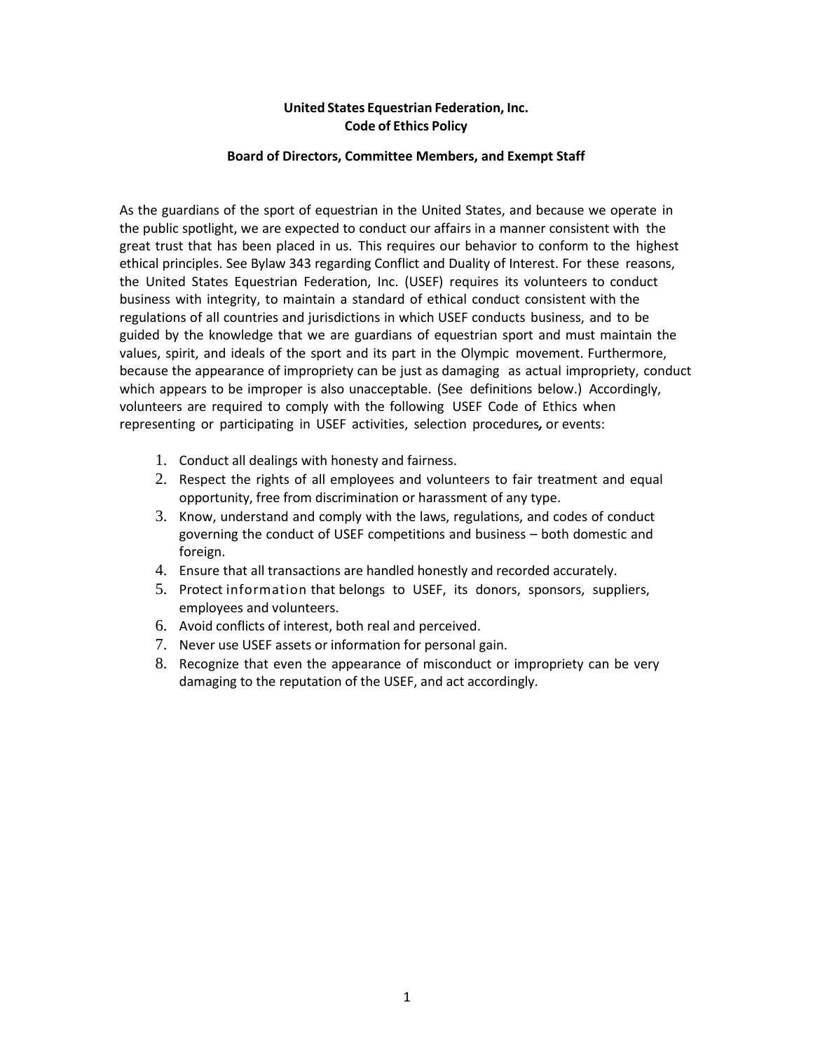**United States Equestrian Federation, Inc.**
**Code of Ethics Policy**

**Board of Directors, Committee Members, and Exempt Staff**

As the guardians of the sport of equestrian in the United States, and because we operate in the public spotlight, we are expected to conduct our affairs in a manner consistent with the great trust that has been placed in us. This requires our behavior to conform to the highest ethical principles. See Bylaw 343 regarding Conflict and Duality of Interest. For these reasons, the United States Equestrian Federation, Inc. (USEF) requires its volunteers to conduct business with integrity, to maintain a standard of ethical conduct consistent with the regulations of all countries and jurisdictions in which USEF conducts business, and to be guided by the knowledge that we are guardians of equestrian sport and must maintain the values, spirit, and ideals of the sport and its part in the Olympic movement. Furthermore, because the appearance of impropriety can be just as damaging as actual impropriety, conduct which appears to be improper is also unacceptable. (See definitions below.) Accordingly, volunteers are required to comply with the following USEF Code of Ethics when representing or participating in USEF activities, selection procedures, or events:

1. Conduct all dealings with honesty and fairness.
2. Respect the rights of all employees and volunteers to fair treatment and equal opportunity, free from discrimination or harassment of any type.
3. Know, understand and comply with the laws, regulations, and codes of conduct governing the conduct of USEF competitions and business – both domestic and foreign.
4. Ensure that all transactions are handled honestly and recorded accurately.
5. Protect information that belongs to USEF, its donors, sponsors, suppliers, employees and volunteers.
6. Avoid conflicts of interest, both real and perceived.
7. Never use USEF assets or information for personal gain.
8. Recognize that even the appearance of misconduct or impropriety can be very damaging to the reputation of the USEF, and act accordingly.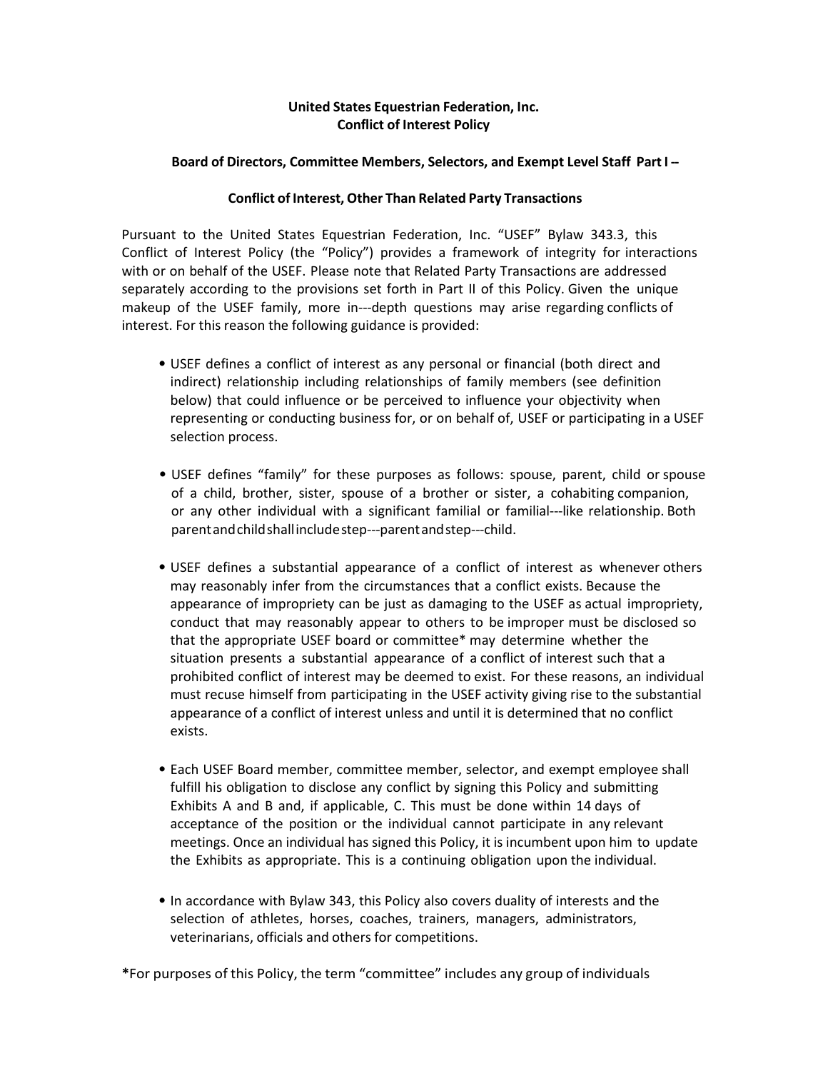**United States Equestrian Federation, Inc.**
**Conflict of Interest Policy**

**Board of Directors, Committee Members, Selectors, and Exempt Level Staff Part I –**

**Conflict of Interest, Other Than Related Party Transactions**

Pursuant to the United States Equestrian Federation, Inc. "USEF" Bylaw 343.3, this Conflict of Interest Policy (the "Policy") provides a framework of integrity for interactions with or on behalf of the USEF. Please note that Related Party Transactions are addressed separately according to the provisions set forth in Part II of this Policy. Given the unique makeup of the USEF family, more in---depth questions may arise regarding conflicts of interest. For this reason the following guidance is provided:

- USEF defines a conflict of interest as any personal or financial (both direct and indirect) relationship including relationships of family members (see definition below) that could influence or be perceived to influence your objectivity when representing or conducting business for, or on behalf of, USEF or participating in a USEF selection process.

- USEF defines "family" for these purposes as follows: spouse, parent, child or spouse of a child, brother, sister, spouse of a brother or sister, a cohabiting companion, or any other individual with a significant familial or familial---like relationship. Both parent and child shall include step---parent and step---child.

- USEF defines a substantial appearance of a conflict of interest as whenever others may reasonably infer from the circumstances that a conflict exists. Because the appearance of impropriety can be just as damaging to the USEF as actual impropriety, conduct that may reasonably appear to others to be improper must be disclosed so that the appropriate USEF board or committee* may determine whether the situation presents a substantial appearance of a conflict of interest such that a prohibited conflict of interest may be deemed to exist. For these reasons, an individual must recuse himself from participating in the USEF activity giving rise to the substantial appearance of a conflict of interest unless and until it is determined that no conflict exists.

- Each USEF Board member, committee member, selector, and exempt employee shall fulfill his obligation to disclose any conflict by signing this Policy and submitting Exhibits A and B and, if applicable, C. This must be done within 14 days of acceptance of the position or the individual cannot participate in any relevant meetings. Once an individual has signed this Policy, it is incumbent upon him to update the Exhibits as appropriate. This is a continuing obligation upon the individual.

- In accordance with Bylaw 343, this Policy also covers duality of interests and the selection of athletes, horses, coaches, trainers, managers, administrators, veterinarians, officials and others for competitions.

**\***For purposes of this Policy, the term "committee" includes any group of individuals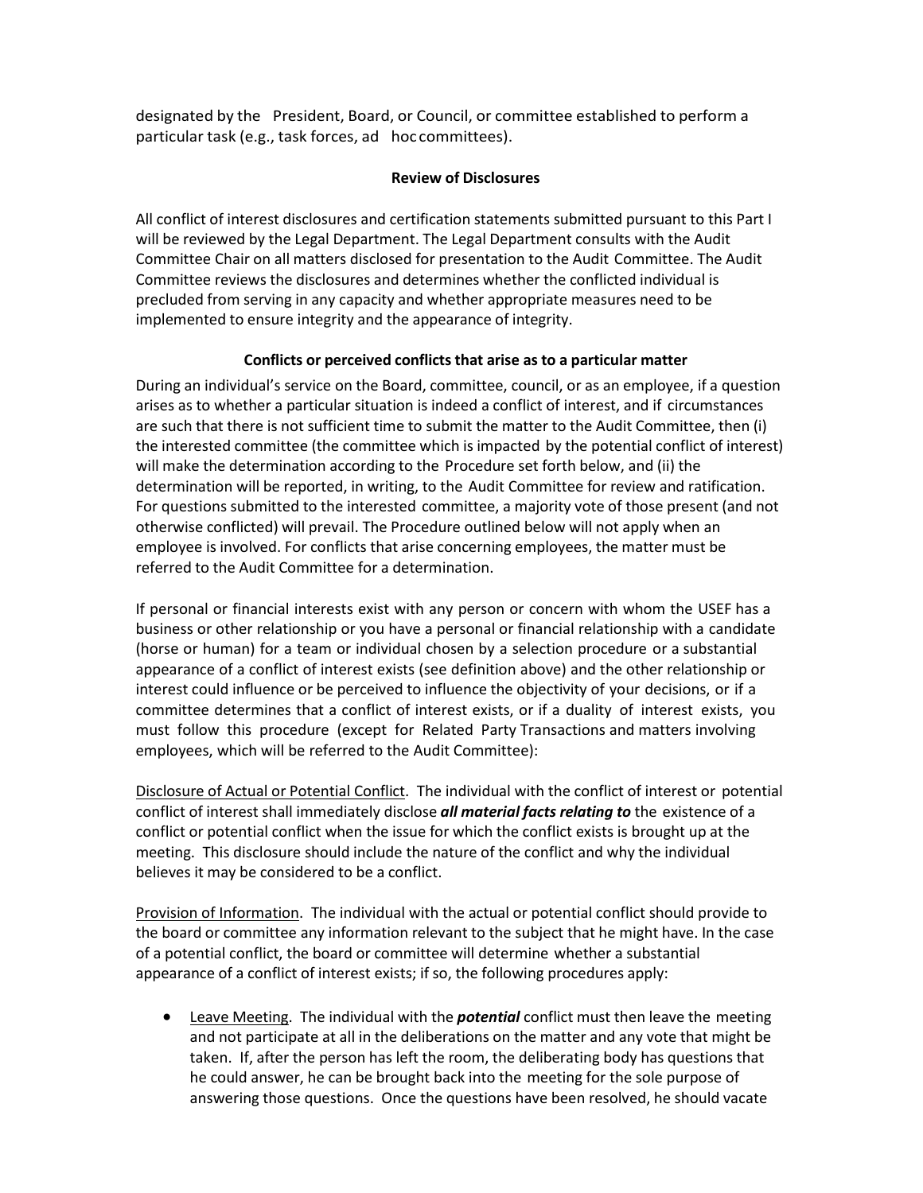designated by the President, Board, or Council, or committee established to perform a particular task (e.g., task forces, ad hoc committees).

**Review of Disclosures**

All conflict of interest disclosures and certification statements submitted pursuant to this Part I will be reviewed by the Legal Department. The Legal Department consults with the Audit Committee Chair on all matters disclosed for presentation to the Audit Committee. The Audit Committee reviews the disclosures and determines whether the conflicted individual is precluded from serving in any capacity and whether appropriate measures need to be implemented to ensure integrity and the appearance of integrity.

**Conflicts or perceived conflicts that arise as to a particular matter**

During an individual's service on the Board, committee, council, or as an employee, if a question arises as to whether a particular situation is indeed a conflict of interest, and if circumstances are such that there is not sufficient time to submit the matter to the Audit Committee, then (i) the interested committee (the committee which is impacted by the potential conflict of interest) will make the determination according to the Procedure set forth below, and (ii) the determination will be reported, in writing, to the Audit Committee for review and ratification. For questions submitted to the interested committee, a majority vote of those present (and not otherwise conflicted) will prevail. The Procedure outlined below will not apply when an employee is involved. For conflicts that arise concerning employees, the matter must be referred to the Audit Committee for a determination.

If personal or financial interests exist with any person or concern with whom the USEF has a business or other relationship or you have a personal or financial relationship with a candidate (horse or human) for a team or individual chosen by a selection procedure or a substantial appearance of a conflict of interest exists (see definition above) and the other relationship or interest could influence or be perceived to influence the objectivity of your decisions, or if a committee determines that a conflict of interest exists, or if a duality of interest exists, you must follow this procedure (except for Related Party Transactions and matters involving employees, which will be referred to the Audit Committee):

<u>Disclosure of Actual or Potential Conflict</u>. The individual with the conflict of interest or potential conflict of interest shall immediately disclose ***all material facts relating to*** the existence of a conflict or potential conflict when the issue for which the conflict exists is brought up at the meeting. This disclosure should include the nature of the conflict and why the individual believes it may be considered to be a conflict.

<u>Provision of Information</u>. The individual with the actual or potential conflict should provide to the board or committee any information relevant to the subject that he might have. In the case of a potential conflict, the board or committee will determine whether a substantial appearance of a conflict of interest exists; if so, the following procedures apply:

- <u>Leave Meeting</u>. The individual with the ***potential*** conflict must then leave the meeting and not participate at all in the deliberations on the matter and any vote that might be taken. If, after the person has left the room, the deliberating body has questions that he could answer, he can be brought back into the meeting for the sole purpose of answering those questions. Once the questions have been resolved, he should vacate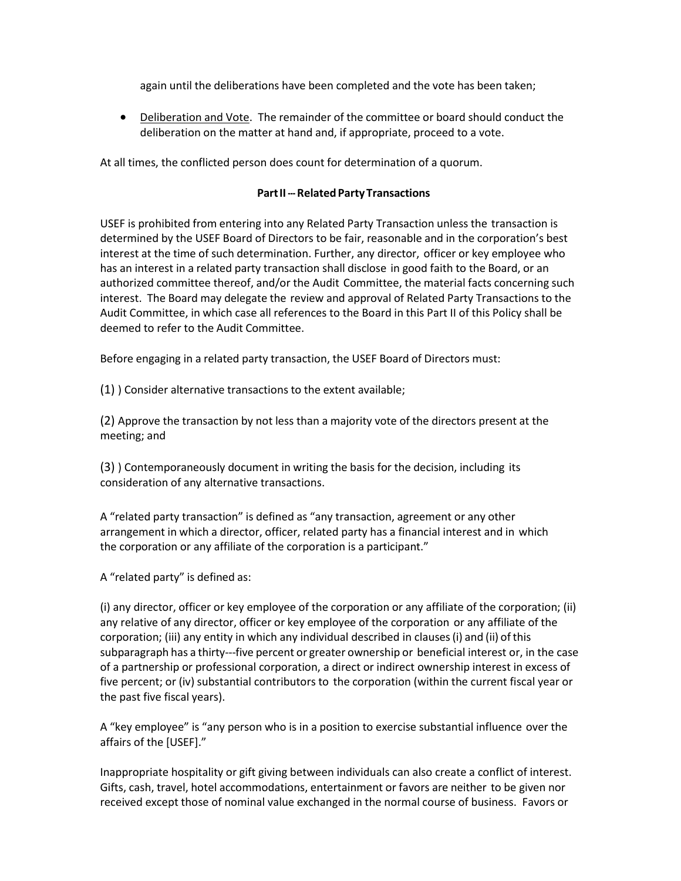again until the deliberations have been completed and the vote has been taken;

- <u>Deliberation and Vote</u>. The remainder of the committee or board should conduct the deliberation on the matter at hand and, if appropriate, proceed to a vote.

At all times, the conflicted person does count for determination of a quorum.

**Part II --- Related Party Transactions**

USEF is prohibited from entering into any Related Party Transaction unless the transaction is determined by the USEF Board of Directors to be fair, reasonable and in the corporation's best interest at the time of such determination. Further, any director, officer or key employee who has an interest in a related party transaction shall disclose in good faith to the Board, or an authorized committee thereof, and/or the Audit Committee, the material facts concerning such interest. The Board may delegate the review and approval of Related Party Transactions to the Audit Committee, in which case all references to the Board in this Part II of this Policy shall be deemed to refer to the Audit Committee.

Before engaging in a related party transaction, the USEF Board of Directors must:

(1) ) Consider alternative transactions to the extent available;

(2) Approve the transaction by not less than a majority vote of the directors present at the meeting; and

(3) ) Contemporaneously document in writing the basis for the decision, including its consideration of any alternative transactions.

A "related party transaction" is defined as "any transaction, agreement or any other arrangement in which a director, officer, related party has a financial interest and in which the corporation or any affiliate of the corporation is a participant."

A "related party" is defined as:

(i) any director, officer or key employee of the corporation or any affiliate of the corporation; (ii) any relative of any director, officer or key employee of the corporation or any affiliate of the corporation; (iii) any entity in which any individual described in clauses (i) and (ii) of this subparagraph has a thirty---five percent or greater ownership or beneficial interest or, in the case of a partnership or professional corporation, a direct or indirect ownership interest in excess of five percent; or (iv) substantial contributors to the corporation (within the current fiscal year or the past five fiscal years).

A "key employee" is "any person who is in a position to exercise substantial influence over the affairs of the [USEF]."

Inappropriate hospitality or gift giving between individuals can also create a conflict of interest. Gifts, cash, travel, hotel accommodations, entertainment or favors are neither to be given nor received except those of nominal value exchanged in the normal course of business. Favors or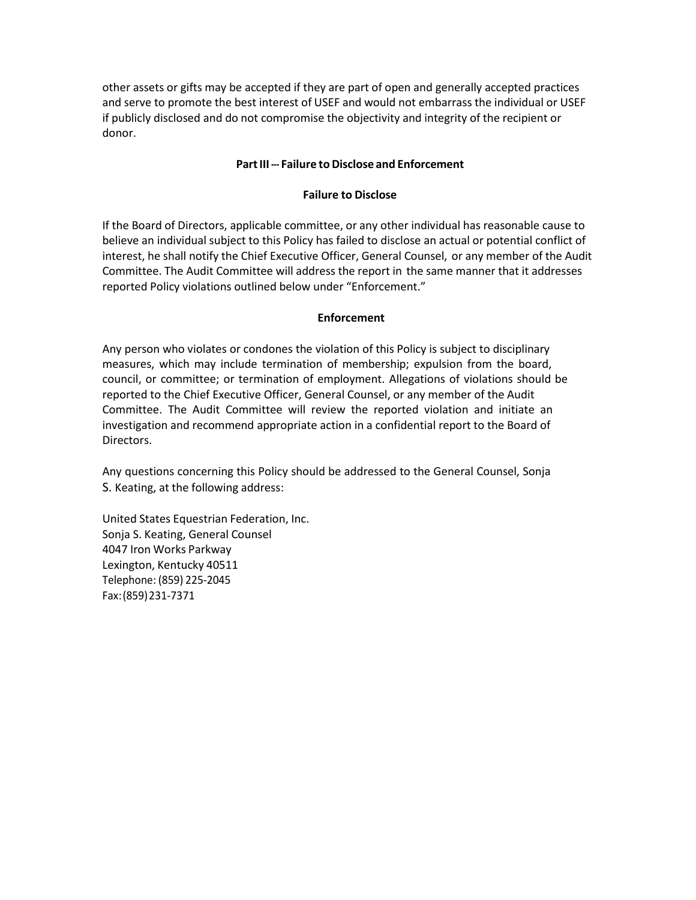other assets or gifts may be accepted if they are part of open and generally accepted practices and serve to promote the best interest of USEF and would not embarrass the individual or USEF if publicly disclosed and do not compromise the objectivity and integrity of the recipient or donor.

## Part III --- Failure to Disclose and Enforcement

### Failure to Disclose

If the Board of Directors, applicable committee, or any other individual has reasonable cause to believe an individual subject to this Policy has failed to disclose an actual or potential conflict of interest, he shall notify the Chief Executive Officer, General Counsel, or any member of the Audit Committee. The Audit Committee will address the report in the same manner that it addresses reported Policy violations outlined below under "Enforcement."

### Enforcement

Any person who violates or condones the violation of this Policy is subject to disciplinary measures, which may include termination of membership; expulsion from the board, council, or committee; or termination of employment. Allegations of violations should be reported to the Chief Executive Officer, General Counsel, or any member of the Audit Committee. The Audit Committee will review the reported violation and initiate an investigation and recommend appropriate action in a confidential report to the Board of Directors.

Any questions concerning this Policy should be addressed to the General Counsel, Sonja S. Keating, at the following address:

United States Equestrian Federation, Inc.
Sonja S. Keating, General Counsel
4047 Iron Works Parkway
Lexington, Kentucky 40511
Telephone: (859) 225-2045
Fax: (859) 231-7371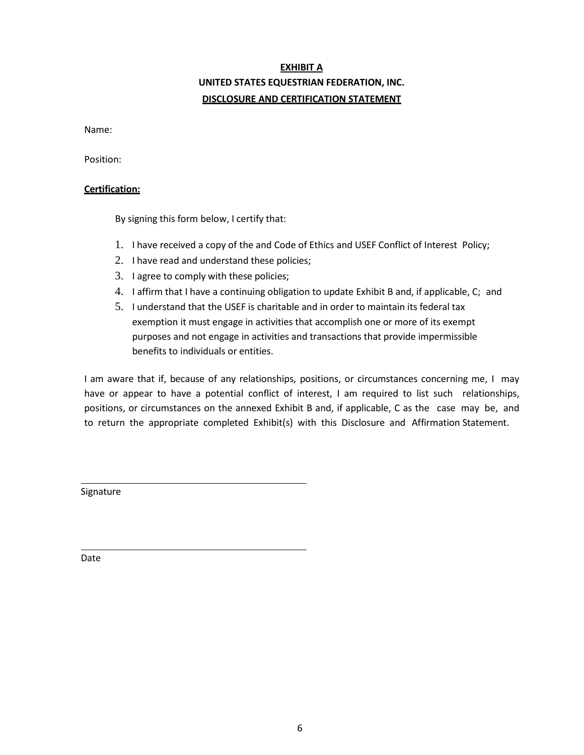**EXHIBIT A**

**UNITED STATES EQUESTRIAN FEDERATION, INC.**

**DISCLOSURE AND CERTIFICATION STATEMENT**

Name:

Position:

**Certification:**

By signing this form below, I certify that:

1. I have received a copy of the and Code of Ethics and USEF Conflict of Interest Policy;
2. I have read and understand these policies;
3. I agree to comply with these policies;
4. I affirm that I have a continuing obligation to update Exhibit B and, if applicable, C; and
5. I understand that the USEF is charitable and in order to maintain its federal tax exemption it must engage in activities that accomplish one or more of its exempt purposes and not engage in activities and transactions that provide impermissible benefits to individuals or entities.

I am aware that if, because of any relationships, positions, or circumstances concerning me, I may have or appear to have a potential conflict of interest, I am required to list such relationships, positions, or circumstances on the annexed Exhibit B and, if applicable, C as the case may be, and to return the appropriate completed Exhibit(s) with this Disclosure and Affirmation Statement.

\_\_\_\_\_\_\_\_\_\_\_\_\_\_\_\_\_\_\_\_\_\_\_\_\_\_\_\_\_\_\_\_\_\_\_\_\_\_\_\_

Signature

\_\_\_\_\_\_\_\_\_\_\_\_\_\_\_\_\_\_\_\_\_\_\_\_\_\_\_\_\_\_\_\_\_\_\_\_\_\_\_\_

Date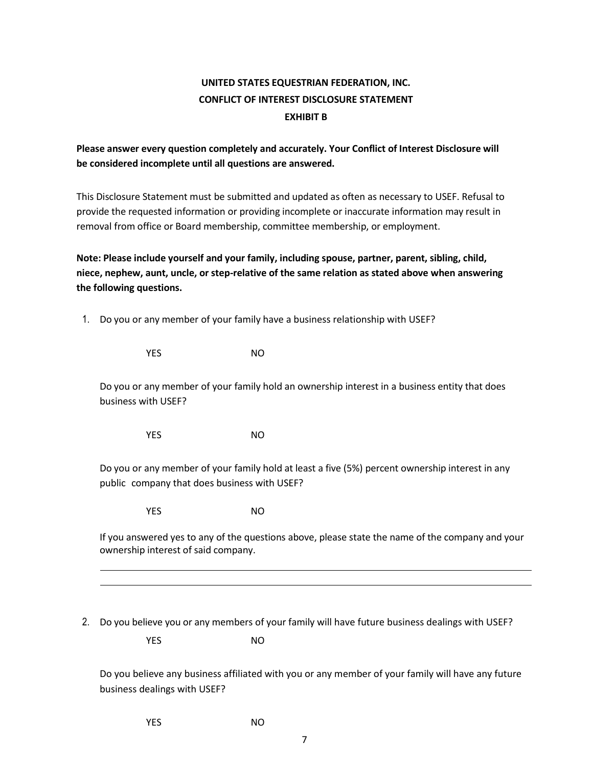**UNITED STATES EQUESTRIAN FEDERATION, INC.**
**CONFLICT OF INTEREST DISCLOSURE STATEMENT**
**EXHIBIT B**

**Please answer every question completely and accurately. Your Conflict of Interest Disclosure will be considered incomplete until all questions are answered.**

This Disclosure Statement must be submitted and updated as often as necessary to USEF. Refusal to provide the requested information or providing incomplete or inaccurate information may result in removal from office or Board membership, committee membership, or employment.

**Note: Please include yourself and your family, including spouse, partner, parent, sibling, child, niece, nephew, aunt, uncle, or step-relative of the same relation as stated above when answering the following questions.**

1. Do you or any member of your family have a business relationship with USEF?

   YES NO

   Do you or any member of your family hold an ownership interest in a business entity that does business with USEF?

   YES NO

   Do you or any member of your family hold at least a five (5%) percent ownership interest in any public company that does business with USEF?

   YES NO

   If you answered yes to any of the questions above, please state the name of the company and your ownership interest of said company.

   ______________________________________________________________________

   ______________________________________________________________________

2. Do you believe you or any members of your family will have future business dealings with USEF?

   YES NO

   Do you believe any business affiliated with you or any member of your family will have any future business dealings with USEF?

   YES NO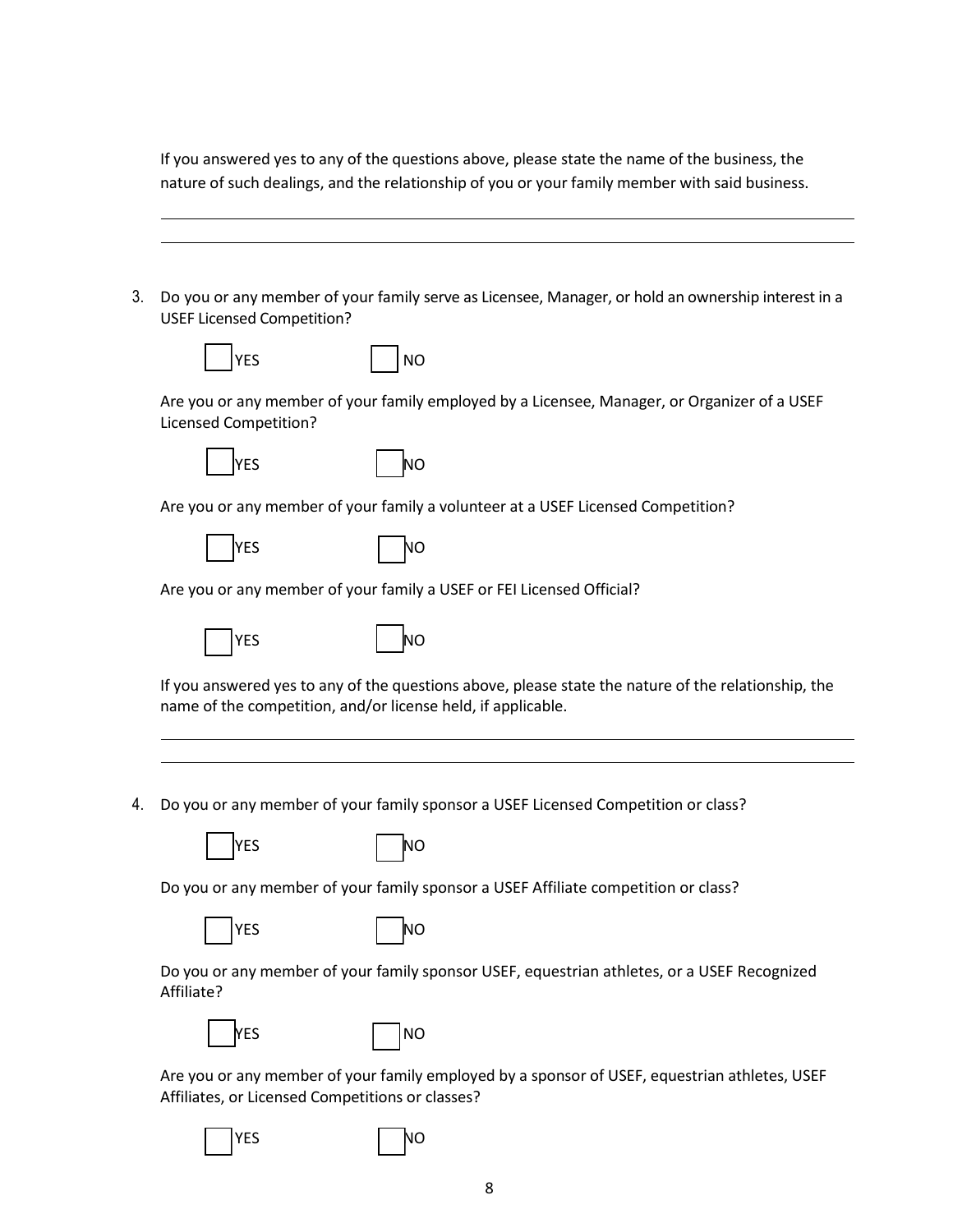If you answered yes to any of the questions above, please state the name of the business, the nature of such dealings, and the relationship of you or your family member with said business.

______________________________________________________________________________

______________________________________________________________________________

3. Do you or any member of your family serve as Licensee, Manager, or hold an ownership interest in a USEF Licensed Competition?

☐ YES ☐ NO

Are you or any member of your family employed by a Licensee, Manager, or Organizer of a USEF Licensed Competition?

☐ YES ☐ NO

Are you or any member of your family a volunteer at a USEF Licensed Competition?

☐ YES ☐ NO

Are you or any member of your family a USEF or FEI Licensed Official?

☐ YES ☐ NO

If you answered yes to any of the questions above, please state the nature of the relationship, the name of the competition, and/or license held, if applicable.

______________________________________________________________________________

______________________________________________________________________________

4. Do you or any member of your family sponsor a USEF Licensed Competition or class?

☐ YES ☐ NO

Do you or any member of your family sponsor a USEF Affiliate competition or class?

☐ YES ☐ NO

Do you or any member of your family sponsor USEF, equestrian athletes, or a USEF Recognized Affiliate?

☐ YES ☐ NO

Are you or any member of your family employed by a sponsor of USEF, equestrian athletes, USEF Affiliates, or Licensed Competitions or classes?

☐ YES ☐ NO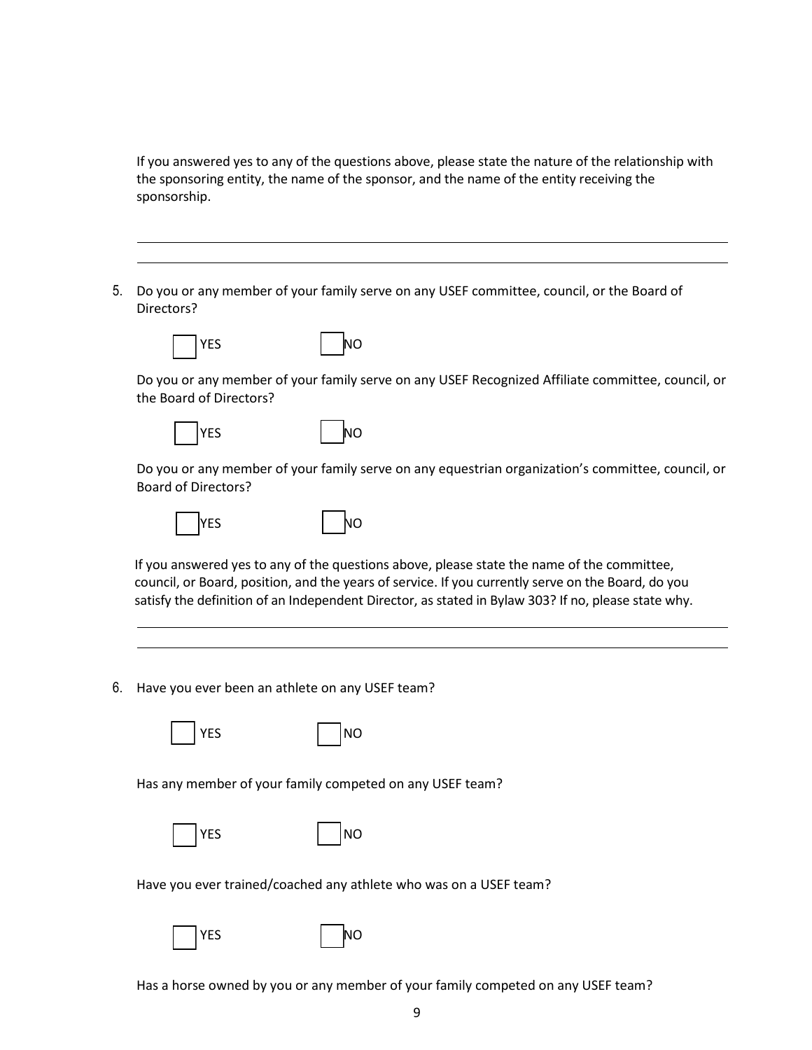If you answered yes to any of the questions above, please state the nature of the relationship with the sponsoring entity, the name of the sponsor, and the name of the entity receiving the sponsorship.

______________________________________________________________________________

______________________________________________________________________________

5. Do you or any member of your family serve on any USEF committee, council, or the Board of Directors?

☐ YES ☐ NO

Do you or any member of your family serve on any USEF Recognized Affiliate committee, council, or the Board of Directors?

☐ YES ☐ NO

Do you or any member of your family serve on any equestrian organization's committee, council, or Board of Directors?

☐ YES ☐ NO

If you answered yes to any of the questions above, please state the name of the committee, council, or Board, position, and the years of service. If you currently serve on the Board, do you satisfy the definition of an Independent Director, as stated in Bylaw 303? If no, please state why.

______________________________________________________________________________

______________________________________________________________________________

6. Have you ever been an athlete on any USEF team?

☐ YES ☐ NO

Has any member of your family competed on any USEF team?

☐ YES ☐ NO

Have you ever trained/coached any athlete who was on a USEF team?

☐ YES ☐ NO

Has a horse owned by you or any member of your family competed on any USEF team?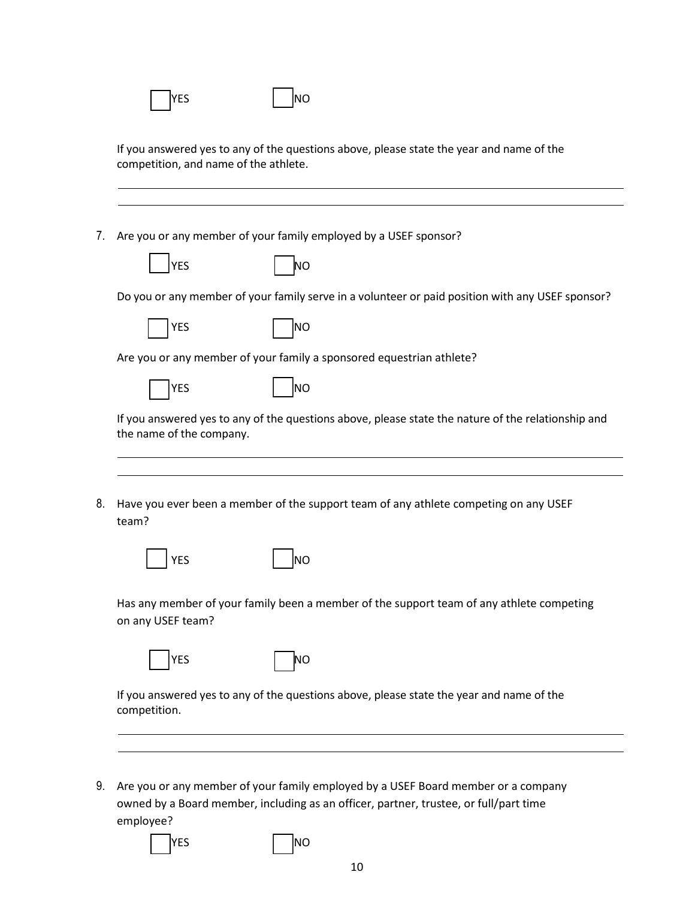☐ YES ☐ NO

If you answered yes to any of the questions above, please state the year and name of the competition, and name of the athlete.

\_\_\_\_\_\_\_\_\_\_\_\_\_\_\_\_\_\_\_\_\_\_\_\_\_\_\_\_\_\_\_\_\_\_\_\_\_\_\_\_\_\_\_\_\_\_\_\_\_\_\_\_\_\_\_\_\_\_\_\_

\_\_\_\_\_\_\_\_\_\_\_\_\_\_\_\_\_\_\_\_\_\_\_\_\_\_\_\_\_\_\_\_\_\_\_\_\_\_\_\_\_\_\_\_\_\_\_\_\_\_\_\_\_\_\_\_\_\_\_\_

7. Are you or any member of your family employed by a USEF sponsor?

   ☐ YES ☐ NO

   Do you or any member of your family serve in a volunteer or paid position with any USEF sponsor?

   ☐ YES ☐ NO

   Are you or any member of your family a sponsored equestrian athlete?

   ☐ YES ☐ NO

   If you answered yes to any of the questions above, please state the nature of the relationship and the name of the company.

   \_\_\_\_\_\_\_\_\_\_\_\_\_\_\_\_\_\_\_\_\_\_\_\_\_\_\_\_\_\_\_\_\_\_\_\_\_\_\_\_\_\_\_\_\_\_\_\_\_\_\_\_\_\_\_\_\_\_\_\_

   \_\_\_\_\_\_\_\_\_\_\_\_\_\_\_\_\_\_\_\_\_\_\_\_\_\_\_\_\_\_\_\_\_\_\_\_\_\_\_\_\_\_\_\_\_\_\_\_\_\_\_\_\_\_\_\_\_\_\_\_

8. Have you ever been a member of the support team of any athlete competing on any USEF team?

   ☐ YES ☐ NO

   Has any member of your family been a member of the support team of any athlete competing on any USEF team?

   ☐ YES ☐ NO

   If you answered yes to any of the questions above, please state the year and name of the competition.

   \_\_\_\_\_\_\_\_\_\_\_\_\_\_\_\_\_\_\_\_\_\_\_\_\_\_\_\_\_\_\_\_\_\_\_\_\_\_\_\_\_\_\_\_\_\_\_\_\_\_\_\_\_\_\_\_\_\_\_\_

   \_\_\_\_\_\_\_\_\_\_\_\_\_\_\_\_\_\_\_\_\_\_\_\_\_\_\_\_\_\_\_\_\_\_\_\_\_\_\_\_\_\_\_\_\_\_\_\_\_\_\_\_\_\_\_\_\_\_\_\_

9. Are you or any member of your family employed by a USEF Board member or a company owned by a Board member, including as an officer, partner, trustee, or full/part time employee?

   ☐ YES ☐ NO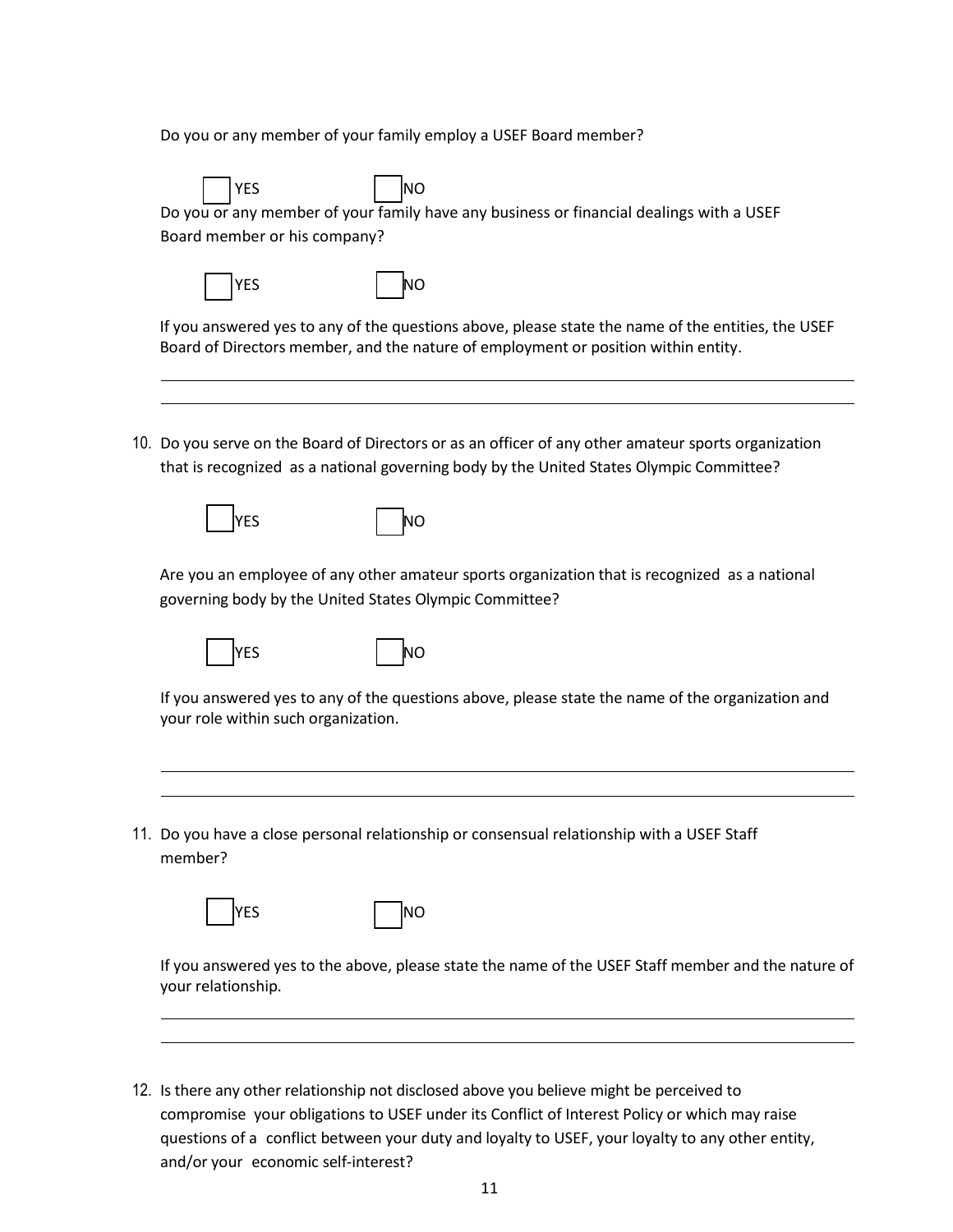Do you or any member of your family employ a USEF Board member?

☐ YES ☐ NO

Do you or any member of your family have any business or financial dealings with a USEF Board member or his company?

☐ YES ☐ NO

If you answered yes to any of the questions above, please state the name of the entities, the USEF Board of Directors member, and the nature of employment or position within entity.

\_\_\_\_\_\_\_\_\_\_\_\_\_\_\_\_\_\_\_\_\_\_\_\_\_\_\_\_\_\_\_\_\_\_\_\_\_\_\_\_\_\_\_\_\_\_\_\_\_\_\_\_\_\_\_\_\_\_\_\_\_\_\_\_\_\_\_\_\_\_\_\_

\_\_\_\_\_\_\_\_\_\_\_\_\_\_\_\_\_\_\_\_\_\_\_\_\_\_\_\_\_\_\_\_\_\_\_\_\_\_\_\_\_\_\_\_\_\_\_\_\_\_\_\_\_\_\_\_\_\_\_\_\_\_\_\_\_\_\_\_\_\_\_\_

10. Do you serve on the Board of Directors or as an officer of any other amateur sports organization that is recognized as a national governing body by the United States Olympic Committee?

    ☐ YES ☐ NO

    Are you an employee of any other amateur sports organization that is recognized as a national governing body by the United States Olympic Committee?

    ☐ YES ☐ NO

    If you answered yes to any of the questions above, please state the name of the organization and your role within such organization.

    \_\_\_\_\_\_\_\_\_\_\_\_\_\_\_\_\_\_\_\_\_\_\_\_\_\_\_\_\_\_\_\_\_\_\_\_\_\_\_\_\_\_\_\_\_\_\_\_\_\_\_\_\_\_\_\_\_\_\_\_\_\_\_\_\_\_\_\_\_\_\_\_

    \_\_\_\_\_\_\_\_\_\_\_\_\_\_\_\_\_\_\_\_\_\_\_\_\_\_\_\_\_\_\_\_\_\_\_\_\_\_\_\_\_\_\_\_\_\_\_\_\_\_\_\_\_\_\_\_\_\_\_\_\_\_\_\_\_\_\_\_\_\_\_\_

11. Do you have a close personal relationship or consensual relationship with a USEF Staff member?

    ☐ YES ☐ NO

    If you answered yes to the above, please state the name of the USEF Staff member and the nature of your relationship.

    \_\_\_\_\_\_\_\_\_\_\_\_\_\_\_\_\_\_\_\_\_\_\_\_\_\_\_\_\_\_\_\_\_\_\_\_\_\_\_\_\_\_\_\_\_\_\_\_\_\_\_\_\_\_\_\_\_\_\_\_\_\_\_\_\_\_\_\_\_\_\_\_

    \_\_\_\_\_\_\_\_\_\_\_\_\_\_\_\_\_\_\_\_\_\_\_\_\_\_\_\_\_\_\_\_\_\_\_\_\_\_\_\_\_\_\_\_\_\_\_\_\_\_\_\_\_\_\_\_\_\_\_\_\_\_\_\_\_\_\_\_\_\_\_\_

12. Is there any other relationship not disclosed above you believe might be perceived to compromise your obligations to USEF under its Conflict of Interest Policy or which may raise questions of a conflict between your duty and loyalty to USEF, your loyalty to any other entity, and/or your economic self-interest?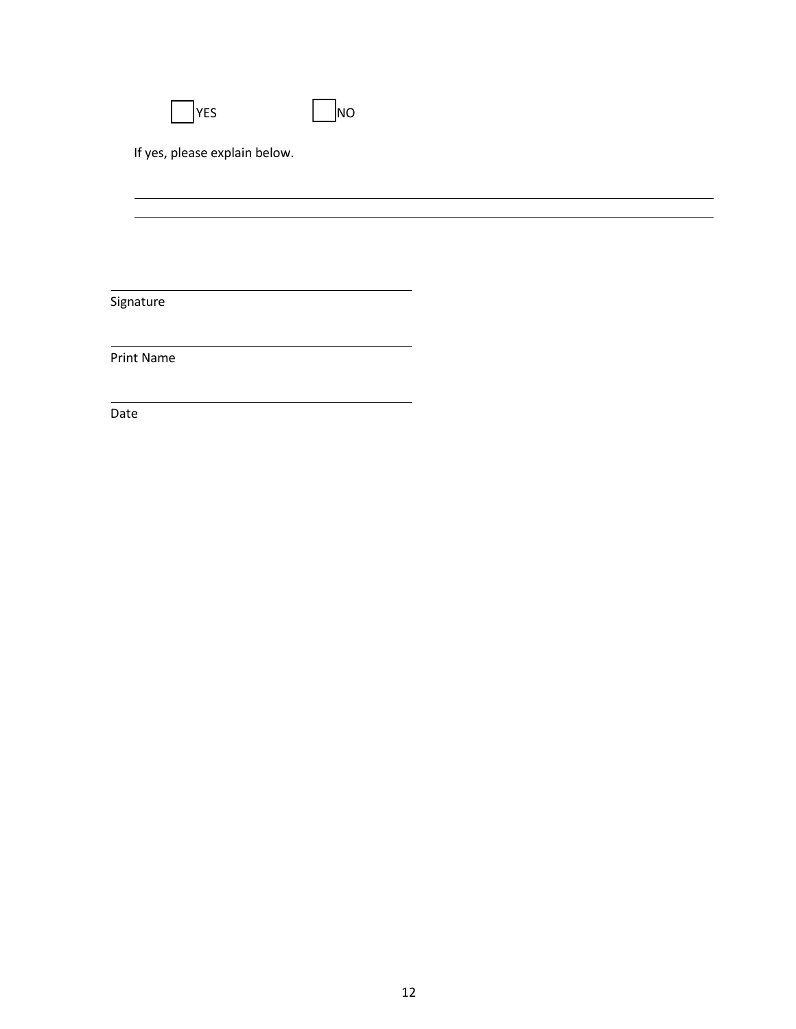☐ YES ☐ NO

If yes, please explain below.

\_\_\_\_\_\_\_\_\_\_\_\_\_\_\_\_\_\_\_\_\_\_\_\_\_\_\_\_\_\_\_\_\_\_\_\_\_\_\_\_\_\_\_\_\_\_\_\_\_\_\_\_\_\_\_\_\_\_\_\_\_\_\_\_\_\_\_\_\_\_\_\_\_\_\_\_\_\_

\_\_\_\_\_\_\_\_\_\_\_\_\_\_\_\_\_\_\_\_\_\_\_\_\_\_\_\_\_\_\_\_\_\_\_\_\_\_\_\_\_\_\_\_\_\_\_\_\_\_\_\_\_\_\_\_\_\_\_\_\_\_\_\_\_\_\_\_\_\_\_\_\_\_\_\_\_\_

\_\_\_\_\_\_\_\_\_\_\_\_\_\_\_\_\_\_\_\_\_\_\_\_\_\_\_\_\_\_\_\_\_\_\_\_\_\_\_\_

Signature

\_\_\_\_\_\_\_\_\_\_\_\_\_\_\_\_\_\_\_\_\_\_\_\_\_\_\_\_\_\_\_\_\_\_\_\_\_\_\_\_

Print Name

\_\_\_\_\_\_\_\_\_\_\_\_\_\_\_\_\_\_\_\_\_\_\_\_\_\_\_\_\_\_\_\_\_\_\_\_\_\_\_\_

Date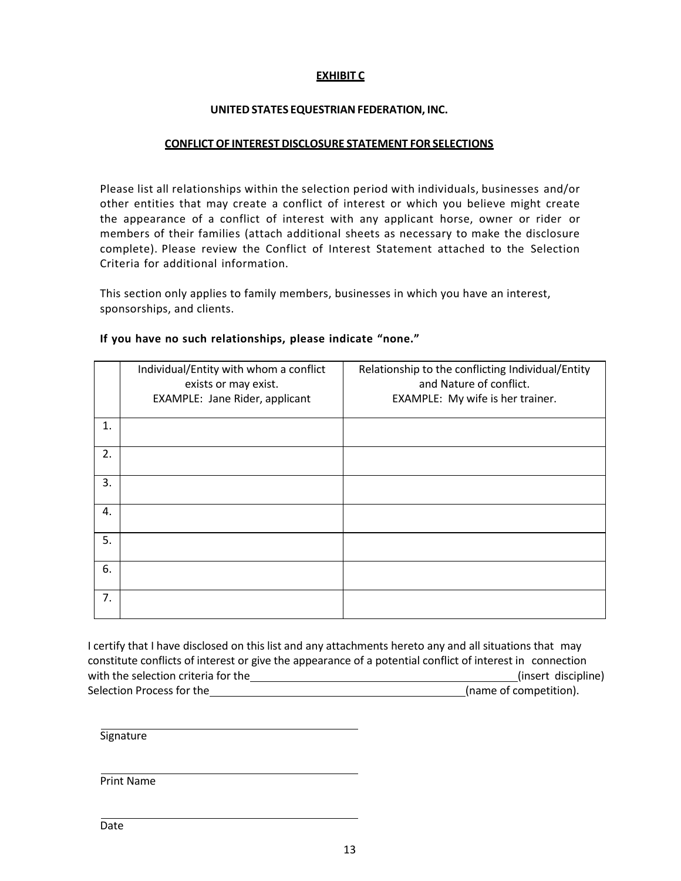**EXHIBIT C**

**UNITED STATES EQUESTRIAN FEDERATION, INC.**

**CONFLICT OF INTEREST DISCLOSURE STATEMENT FOR SELECTIONS**

Please list all relationships within the selection period with individuals, businesses and/or other entities that may create a conflict of interest or which you believe might create the appearance of a conflict of interest with any applicant horse, owner or rider or members of their families (attach additional sheets as necessary to make the disclosure complete). Please review the Conflict of Interest Statement attached to the Selection Criteria for additional information.

This section only applies to family members, businesses in which you have an interest, sponsorships, and clients.

**If you have no such relationships, please indicate "none."**

| | Individual/Entity with whom a conflict exists or may exist. EXAMPLE: Jane Rider, applicant | Relationship to the conflicting Individual/Entity and Nature of conflict. EXAMPLE: My wife is her trainer. |
|---|---|---|
| 1. | | |
| 2. | | |
| 3. | | |
| 4. | | |
| 5. | | |
| 6. | | |
| 7. | | |

I certify that I have disclosed on this list and any attachments hereto any and all situations that may constitute conflicts of interest or give the appearance of a potential conflict of interest in connection with the selection criteria for the ____________________________________________(insert discipline) Selection Process for the ________________________________________(name of competition).

______________________________
Signature

______________________________
Print Name

______________________________
Date